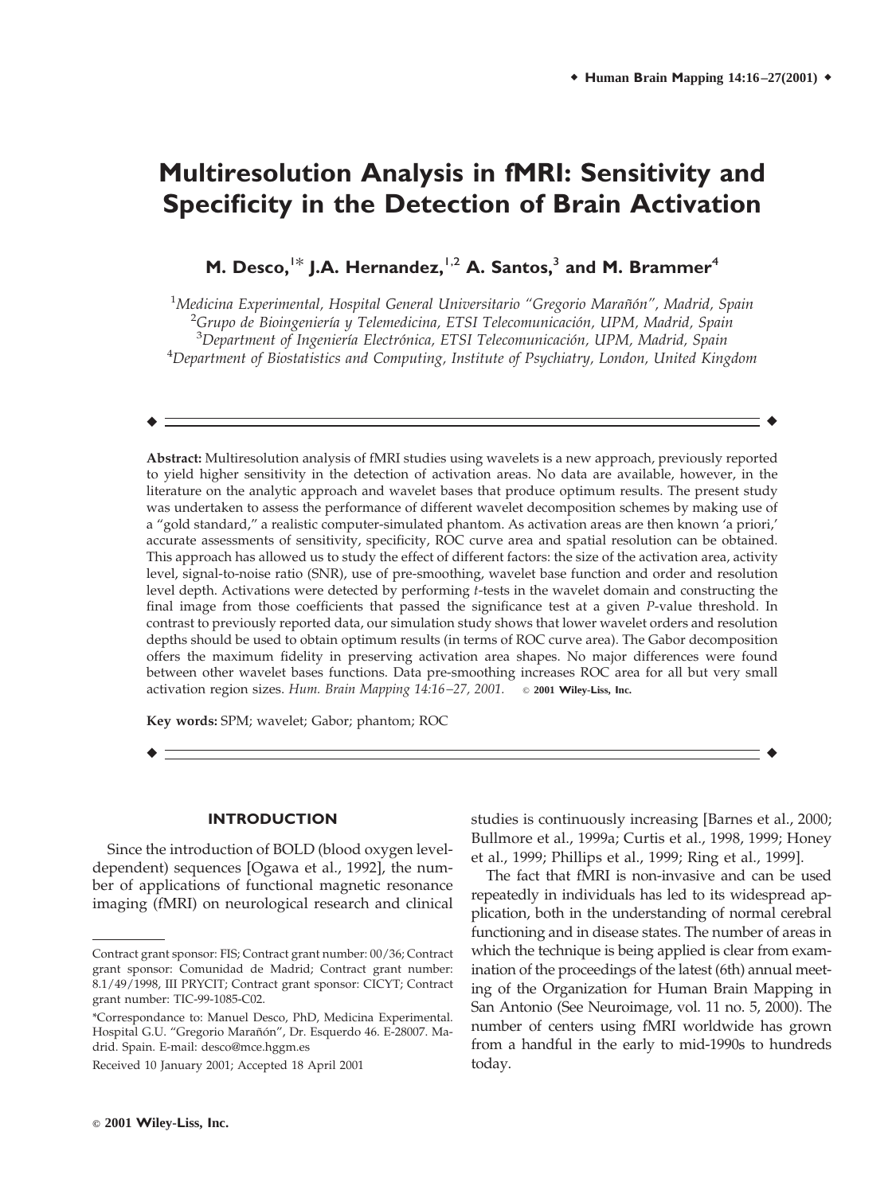# Multiresolution Analysis in fMRI: Sensitivity and Specificity in the Detection of Brain Activation

**M. Desco,[1]* J.A. Hernandez,[1,2] A. Santos,[3] and M. Brammer[4]**

[1]*Medicina Experimental, Hospital General Universitario "Gregorio Marañón", Madrid, Spain*
[2]*Grupo de Bioingeniería y Telemedicina, ETSI Telecomunicación, UPM, Madrid, Spain*
[3]*Department of Ingeniería Electrónica, ETSI Telecomunicación, UPM, Madrid, Spain*
[4]*Department of Biostatistics and Computing, Institute of Psychiatry, London, United Kingdom*

---

**Abstract:** Multiresolution analysis of fMRI studies using wavelets is a new approach, previously reported to yield higher sensitivity in the detection of activation areas. No data are available, however, in the literature on the analytic approach and wavelet bases that produce optimum results. The present study was undertaken to assess the performance of different wavelet decomposition schemes by making use of a "gold standard," a realistic computer-simulated phantom. As activation areas are then known 'a priori,' accurate assessments of sensitivity, specificity, ROC curve area and spatial resolution can be obtained. This approach has allowed us to study the effect of different factors: the size of the activation area, activity level, signal-to-noise ratio (SNR), use of pre-smoothing, wavelet base function and order and resolution level depth. Activations were detected by performing *t*-tests in the wavelet domain and constructing the final image from those coefficients that passed the significance test at a given *P*-value threshold. In contrast to previously reported data, our simulation study shows that lower wavelet orders and resolution depths should be used to obtain optimum results (in terms of ROC curve area). The Gabor decomposition offers the maximum fidelity in preserving activation area shapes. No major differences were found between other wavelet bases functions. Data pre-smoothing increases ROC area for all but very small activation region sizes. *Hum. Brain Mapping 14:16–27, 2001.* © 2001 Wiley-Liss, Inc.

**Key words:** SPM; wavelet; Gabor; phantom; ROC

---

## INTRODUCTION

Since the introduction of BOLD (blood oxygen level-dependent) sequences [Ogawa et al., 1992], the number of applications of functional magnetic resonance imaging (fMRI) on neurological research and clinical studies is continuously increasing [Barnes et al., 2000; Bullmore et al., 1999a; Curtis et al., 1998, 1999; Honey et al., 1999; Phillips et al., 1999; Ring et al., 1999].

The fact that fMRI is non-invasive and can be used repeatedly in individuals has led to its widespread application, both in the understanding of normal cerebral functioning and in disease states. The number of areas in which the technique is being applied is clear from examination of the proceedings of the latest (6th) annual meeting of the Organization for Human Brain Mapping in San Antonio (See Neuroimage, vol. 11 no. 5, 2000). The number of centers using fMRI worldwide has grown from a handful in the early to mid-1990s to hundreds today.

---

Contract grant sponsor: FIS; Contract grant number: 00/36; Contract grant sponsor: Comunidad de Madrid; Contract grant number: 8.1/49/1998, III PRYCIT; Contract grant sponsor: CICYT; Contract grant number: TIC-99-1085-C02.

*Correspondance to: Manuel Desco, PhD, Medicina Experimental. Hospital G.U. "Gregorio Marañón", Dr. Esquerdo 46. E-28007. Madrid. Spain. E-mail: desco@mce.hggm.es

Received 10 January 2001; Accepted 18 April 2001

© 2001 Wiley-Liss, Inc.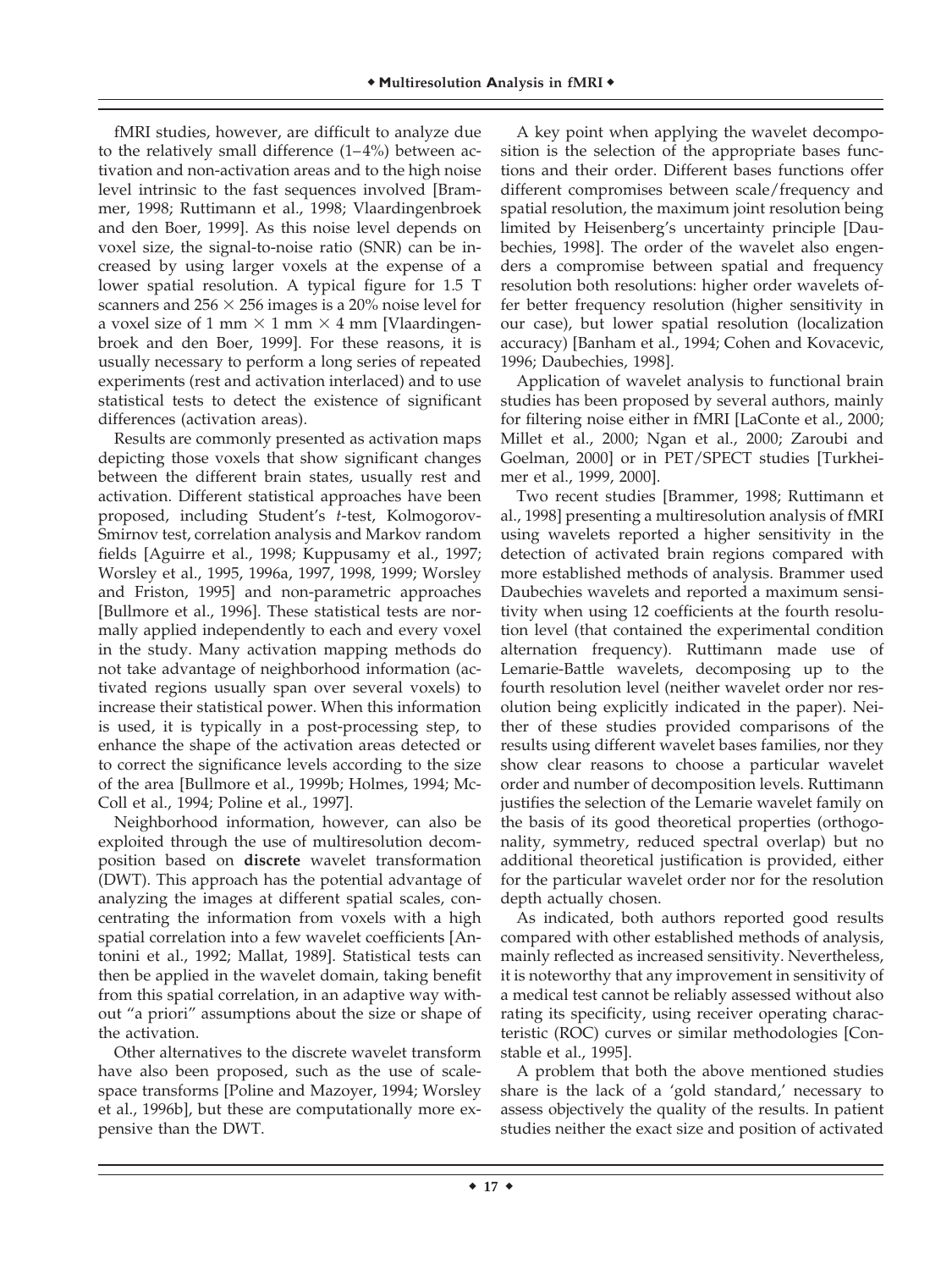fMRI studies, however, are difficult to analyze due to the relatively small difference (1–4%) between activation and non-activation areas and to the high noise level intrinsic to the fast sequences involved [Brammer, 1998; Ruttimann et al., 1998; Vlaardingenbroek and den Boer, 1999]. As this noise level depends on voxel size, the signal-to-noise ratio (SNR) can be increased by using larger voxels at the expense of a lower spatial resolution. A typical figure for 1.5 T scanners and $256 \times 256$ images is a 20% noise level for a voxel size of 1 mm $\times$ 1 mm $\times$ 4 mm [Vlaardingenbroek and den Boer, 1999]. For these reasons, it is usually necessary to perform a long series of repeated experiments (rest and activation interlaced) and to use statistical tests to detect the existence of significant differences (activation areas).

Results are commonly presented as activation maps depicting those voxels that show significant changes between the different brain states, usually rest and activation. Different statistical approaches have been proposed, including Student's *t*-test, Kolmogorov-Smirnov test, correlation analysis and Markov random fields [Aguirre et al., 1998; Kuppusamy et al., 1997; Worsley et al., 1995, 1996a, 1997, 1998, 1999; Worsley and Friston, 1995] and non-parametric approaches [Bullmore et al., 1996]. These statistical tests are normally applied independently to each and every voxel in the study. Many activation mapping methods do not take advantage of neighborhood information (activated regions usually span over several voxels) to increase their statistical power. When this information is used, it is typically in a post-processing step, to enhance the shape of the activation areas detected or to correct the significance levels according to the size of the area [Bullmore et al., 1999b; Holmes, 1994; McColl et al., 1994; Poline et al., 1997].

Neighborhood information, however, can also be exploited through the use of multiresolution decomposition based on **discrete** wavelet transformation (DWT). This approach has the potential advantage of analyzing the images at different spatial scales, concentrating the information from voxels with a high spatial correlation into a few wavelet coefficients [Antonini et al., 1992; Mallat, 1989]. Statistical tests can then be applied in the wavelet domain, taking benefit from this spatial correlation, in an adaptive way without "a priori" assumptions about the size or shape of the activation.

Other alternatives to the discrete wavelet transform have also been proposed, such as the use of scale-space transforms [Poline and Mazoyer, 1994; Worsley et al., 1996b], but these are computationally more expensive than the DWT.

A key point when applying the wavelet decomposition is the selection of the appropriate bases functions and their order. Different bases functions offer different compromises between scale/frequency and spatial resolution, the maximum joint resolution being limited by Heisenberg's uncertainty principle [Daubechies, 1998]. The order of the wavelet also engenders a compromise between spatial and frequency resolution both resolutions: higher order wavelets offer better frequency resolution (higher sensitivity in our case), but lower spatial resolution (localization accuracy) [Banham et al., 1994; Cohen and Kovacevic, 1996; Daubechies, 1998].

Application of wavelet analysis to functional brain studies has been proposed by several authors, mainly for filtering noise either in fMRI [LaConte et al., 2000; Millet et al., 2000; Ngan et al., 2000; Zaroubi and Goelman, 2000] or in PET/SPECT studies [Turkheimer et al., 1999, 2000].

Two recent studies [Brammer, 1998; Ruttimann et al., 1998] presenting a multiresolution analysis of fMRI using wavelets reported a higher sensitivity in the detection of activated brain regions compared with more established methods of analysis. Brammer used Daubechies wavelets and reported a maximum sensitivity when using 12 coefficients at the fourth resolution level (that contained the experimental condition alternation frequency). Ruttimann made use of Lemarie-Battle wavelets, decomposing up to the fourth resolution level (neither wavelet order nor resolution being explicitly indicated in the paper). Neither of these studies provided comparisons of the results using different wavelet bases families, nor they show clear reasons to choose a particular wavelet order and number of decomposition levels. Ruttimann justifies the selection of the Lemarie wavelet family on the basis of its good theoretical properties (orthogonality, symmetry, reduced spectral overlap) but no additional theoretical justification is provided, either for the particular wavelet order nor for the resolution depth actually chosen.

As indicated, both authors reported good results compared with other established methods of analysis, mainly reflected as increased sensitivity. Nevertheless, it is noteworthy that any improvement in sensitivity of a medical test cannot be reliably assessed without also rating its specificity, using receiver operating characteristic (ROC) curves or similar methodologies [Constable et al., 1995].

A problem that both the above mentioned studies share is the lack of a 'gold standard,' necessary to assess objectively the quality of the results. In patient studies neither the exact size and position of activated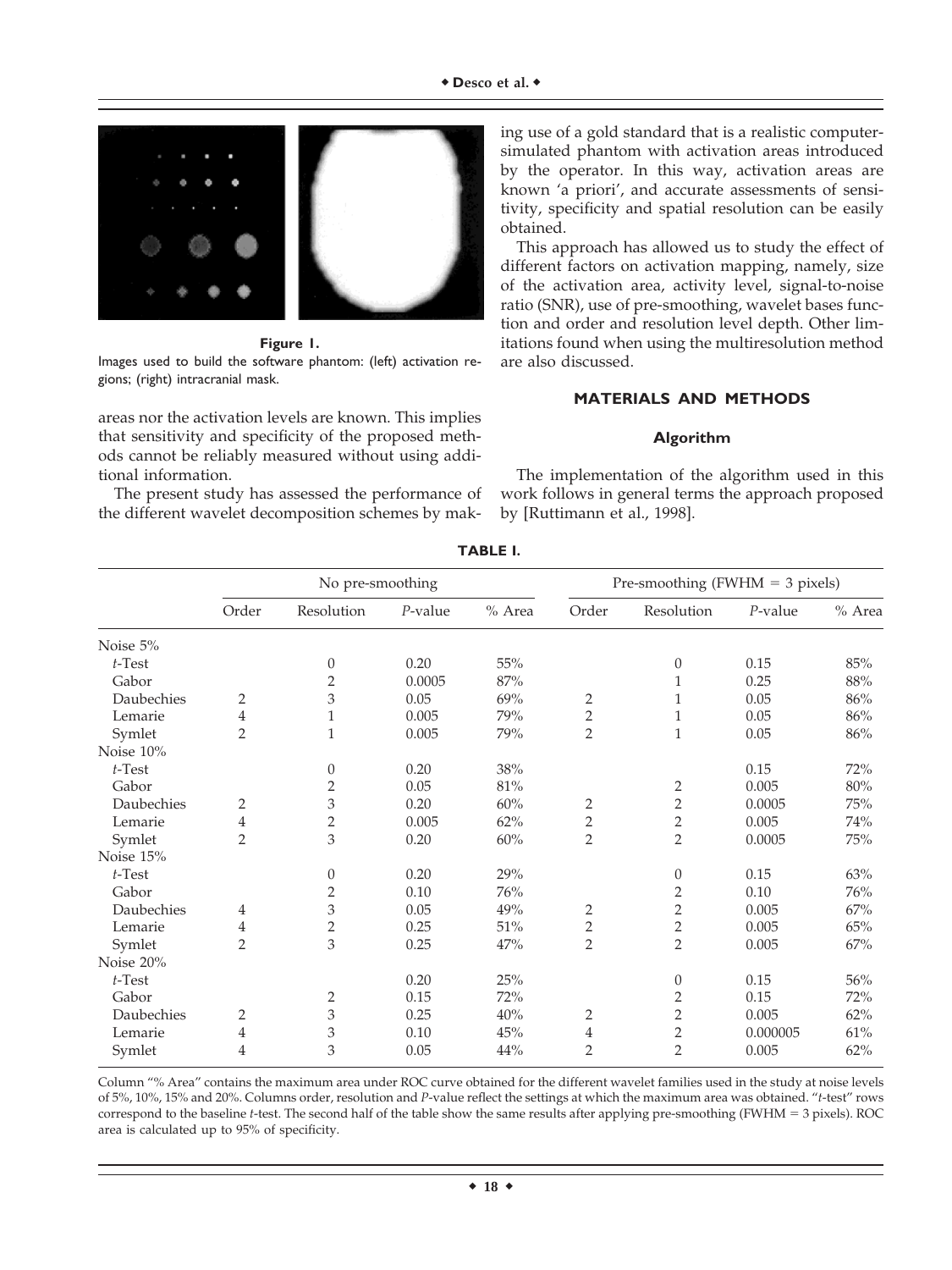**Figure 1.**

Images used to build the software phantom: (left) activation regions; (right) intracranial mask.

areas nor the activation levels are known. This implies that sensitivity and specificity of the proposed methods cannot be reliably measured without using additional information.

The present study has assessed the performance of the different wavelet decomposition schemes by making use of a gold standard that is a realistic computer-simulated phantom with activation areas introduced by the operator. In this way, activation areas are known 'a priori', and accurate assessments of sensitivity, specificity and spatial resolution can be easily obtained.

This approach has allowed us to study the effect of different factors on activation mapping, namely, size of the activation area, activity level, signal-to-noise ratio (SNR), use of pre-smoothing, wavelet bases function and order and resolution level depth. Other limitations found when using the multiresolution method are also discussed.

## MATERIALS AND METHODS

### Algorithm

The implementation of the algorithm used in this work follows in general terms the approach proposed by [Ruttimann et al., 1998].

**TABLE I.**

| | No pre-smoothing | | | | Pre-smoothing (FWHM = 3 pixels) | | | |
|---|---|---|---|---|---|---|---|---|
| | Order | Resolution | *P*-value | % Area | Order | Resolution | *P*-value | % Area |
| Noise 5% | | | | | | | | |
| *t*-Test | | 0 | 0.20 | 55% | | 0 | 0.15 | 85% |
| Gabor | | 2 | 0.0005 | 87% | | 1 | 0.25 | 88% |
| Daubechies | 2 | 3 | 0.05 | 69% | 2 | 1 | 0.05 | 86% |
| Lemarie | 4 | 1 | 0.005 | 79% | 2 | 1 | 0.05 | 86% |
| Symlet | 2 | 1 | 0.005 | 79% | 2 | 1 | 0.05 | 86% |
| Noise 10% | | | | | | | | |
| *t*-Test | | 0 | 0.20 | 38% | | | 0.15 | 72% |
| Gabor | | 2 | 0.05 | 81% | | 2 | 0.005 | 80% |
| Daubechies | 2 | 3 | 0.20 | 60% | 2 | 2 | 0.0005 | 75% |
| Lemarie | 4 | 2 | 0.005 | 62% | 2 | 2 | 0.005 | 74% |
| Symlet | 2 | 3 | 0.20 | 60% | 2 | 2 | 0.0005 | 75% |
| Noise 15% | | | | | | | | |
| *t*-Test | | 0 | 0.20 | 29% | | 0 | 0.15 | 63% |
| Gabor | | 2 | 0.10 | 76% | | 2 | 0.10 | 76% |
| Daubechies | 4 | 3 | 0.05 | 49% | 2 | 2 | 0.005 | 67% |
| Lemarie | 4 | 2 | 0.25 | 51% | 2 | 2 | 0.005 | 65% |
| Symlet | 2 | 3 | 0.25 | 47% | 2 | 2 | 0.005 | 67% |
| Noise 20% | | | | | | | | |
| *t*-Test | | | 0.20 | 25% | | 0 | 0.15 | 56% |
| Gabor | | 2 | 0.15 | 72% | | 2 | 0.15 | 72% |
| Daubechies | 2 | 3 | 0.25 | 40% | 2 | 2 | 0.005 | 62% |
| Lemarie | 4 | 3 | 0.10 | 45% | 4 | 2 | 0.000005 | 61% |
| Symlet | 4 | 3 | 0.05 | 44% | 2 | 2 | 0.005 | 62% |

Column "% Area" contains the maximum area under ROC curve obtained for the different wavelet families used in the study at noise levels of 5%, 10%, 15% and 20%. Columns order, resolution and *P*-value reflect the settings at which the maximum area was obtained. "*t*-test" rows correspond to the baseline *t*-test. The second half of the table show the same results after applying pre-smoothing (FWHM = 3 pixels). ROC area is calculated up to 95% of specificity.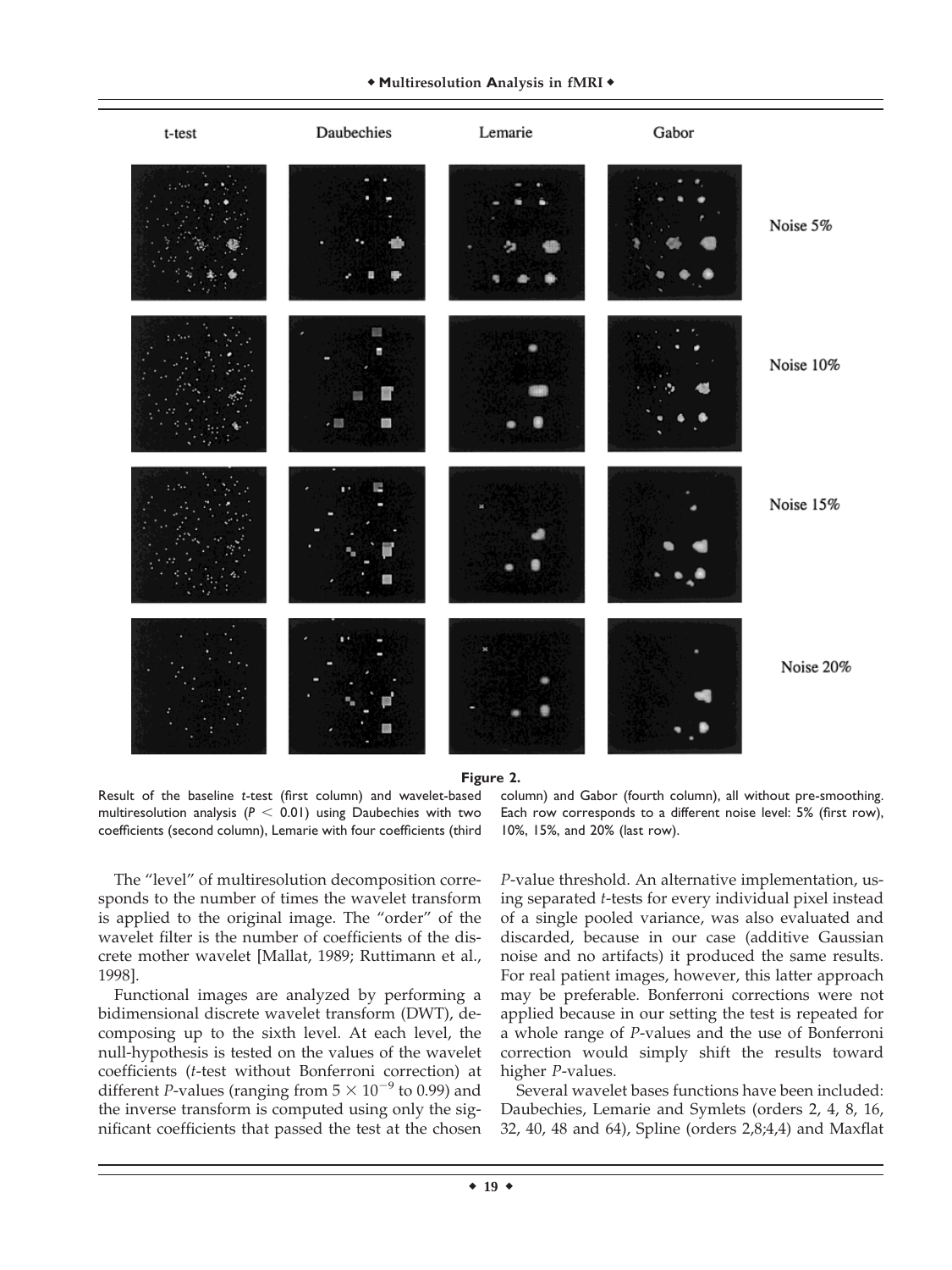| t-test | Daubechies | Lemarie | Gabor | |
|---|---|---|---|---|
| | | | | Noise 5% |
| | | | | Noise 10% |
| | | | | Noise 15% |
| | | | | Noise 20% |

**Figure 2.**

Result of the baseline *t*-test (first column) and wavelet-based multiresolution analysis ($P < 0.01$) using Daubechies with two coefficients (second column), Lemarie with four coefficients (third column) and Gabor (fourth column), all without pre-smoothing. Each row corresponds to a different noise level: 5% (first row), 10%, 15%, and 20% (last row).

The "level" of multiresolution decomposition corresponds to the number of times the wavelet transform is applied to the original image. The "order" of the wavelet filter is the number of coefficients of the discrete mother wavelet [Mallat, 1989; Ruttimann et al., 1998].

Functional images are analyzed by performing a bidimensional discrete wavelet transform (DWT), decomposing up to the sixth level. At each level, the null-hypothesis is tested on the values of the wavelet coefficients (*t*-test without Bonferroni correction) at different *P*-values (ranging from $5 \times 10^{-9}$ to 0.99) and the inverse transform is computed using only the significant coefficients that passed the test at the chosen *P*-value threshold. An alternative implementation, using separated *t*-tests for every individual pixel instead of a single pooled variance, was also evaluated and discarded, because in our case (additive Gaussian noise and no artifacts) it produced the same results. For real patient images, however, this latter approach may be preferable. Bonferroni corrections were not applied because in our setting the test is repeated for a whole range of *P*-values and the use of Bonferroni correction would simply shift the results toward higher *P*-values.

Several wavelet bases functions have been included: Daubechies, Lemarie and Symlets (orders 2, 4, 8, 16, 32, 40, 48 and 64), Spline (orders 2,8;4,4) and Maxflat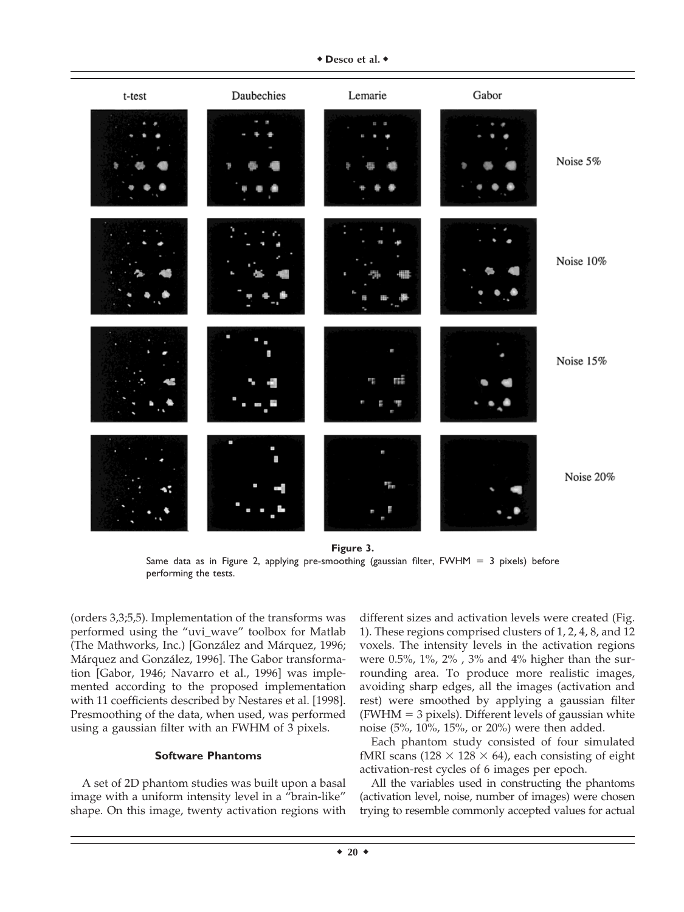**Figure 3.**

Same data as in Figure 2, applying pre-smoothing (gaussian filter, FWHM = 3 pixels) before performing the tests.

(orders 3,3;5,5). Implementation of the transforms was performed using the "uvi_wave" toolbox for Matlab (The Mathworks, Inc.) [González and Márquez, 1996; Márquez and González, 1996]. The Gabor transformation [Gabor, 1946; Navarro et al., 1996] was implemented according to the proposed implementation with 11 coefficients described by Nestares et al. [1998]. Presmoothing of the data, when used, was performed using a gaussian filter with an FWHM of 3 pixels.

### Software Phantoms

A set of 2D phantom studies was built upon a basal image with a uniform intensity level in a "brain-like" shape. On this image, twenty activation regions with different sizes and activation levels were created (Fig. 1). These regions comprised clusters of 1, 2, 4, 8, and 12 voxels. The intensity levels in the activation regions were 0.5%, 1%, 2% , 3% and 4% higher than the surrounding area. To produce more realistic images, avoiding sharp edges, all the images (activation and rest) were smoothed by applying a gaussian filter (FWHM = 3 pixels). Different levels of gaussian white noise (5%, 10%, 15%, or 20%) were then added.

Each phantom study consisted of four simulated fMRI scans ($128 \times 128 \times 64$), each consisting of eight activation-rest cycles of 6 images per epoch.

All the variables used in constructing the phantoms (activation level, noise, number of images) were chosen trying to resemble commonly accepted values for actual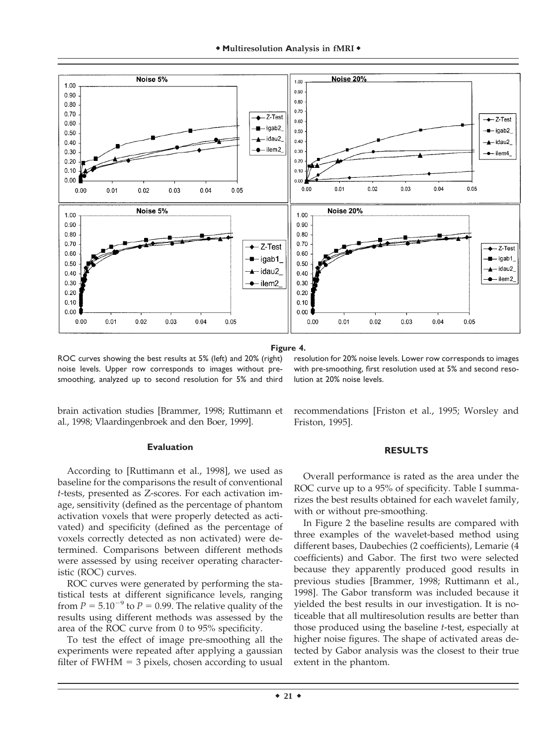**Figure 4.**

ROC curves showing the best results at 5% (left) and 20% (right) noise levels. Upper row corresponds to images without pre-smoothing, analyzed up to second resolution for 5% and third resolution for 20% noise levels. Lower row corresponds to images with pre-smoothing, first resolution used at 5% and second resolution at 20% noise levels.

brain activation studies [Brammer, 1998; Ruttimann et al., 1998; Vlaardingenbroek and den Boer, 1999].

### Evaluation

According to [Ruttimann et al., 1998], we used as baseline for the comparisons the result of conventional *t*-tests, presented as Z-scores. For each activation image, sensitivity (defined as the percentage of phantom activation voxels that were properly detected as activated) and specificity (defined as the percentage of voxels correctly detected as non activated) were determined. Comparisons between different methods were assessed by using receiver operating characteristic (ROC) curves.

ROC curves were generated by performing the statistical tests at different significance levels, ranging from $P = 5.10^{-9}$ to $P = 0.99$. The relative quality of the results using different methods was assessed by the area of the ROC curve from 0 to 95% specificity.

To test the effect of image pre-smoothing all the experiments were repeated after applying a gaussian filter of FWHM = 3 pixels, chosen according to usual recommendations [Friston et al., 1995; Worsley and Friston, 1995].

## RESULTS

Overall performance is rated as the area under the ROC curve up to a 95% of specificity. Table I summarizes the best results obtained for each wavelet family, with or without pre-smoothing.

In Figure 2 the baseline results are compared with three examples of the wavelet-based method using different bases, Daubechies (2 coefficients), Lemarie (4 coefficients) and Gabor. The first two were selected because they apparently produced good results in previous studies [Brammer, 1998; Ruttimann et al., 1998]. The Gabor transform was included because it yielded the best results in our investigation. It is noticeable that all multiresolution results are better than those produced using the baseline *t*-test, especially at higher noise figures. The shape of activated areas detected by Gabor analysis was the closest to their true extent in the phantom.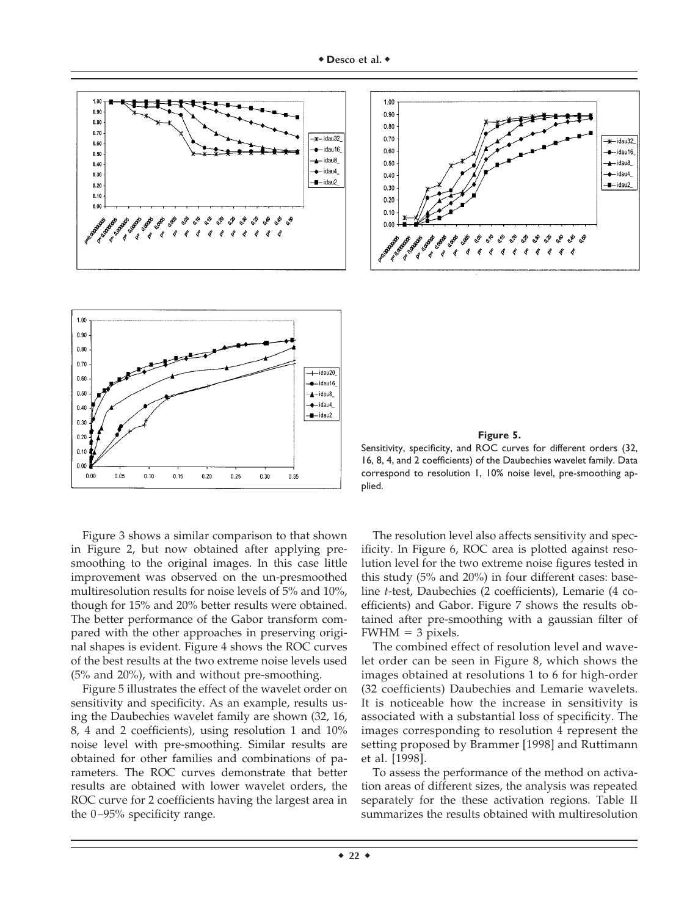**Figure 5.**

Sensitivity, specificity, and ROC curves for different orders (32, 16, 8, 4, and 2 coefficients) of the Daubechies wavelet family. Data correspond to resolution 1, 10% noise level, pre-smoothing applied.

Figure 3 shows a similar comparison to that shown in Figure 2, but now obtained after applying pre-smoothing to the original images. In this case little improvement was observed on the un-presmoothed multiresolution results for noise levels of 5% and 10%, though for 15% and 20% better results were obtained. The better performance of the Gabor transform compared with the other approaches in preserving original shapes is evident. Figure 4 shows the ROC curves of the best results at the two extreme noise levels used (5% and 20%), with and without pre-smoothing.

Figure 5 illustrates the effect of the wavelet order on sensitivity and specificity. As an example, results using the Daubechies wavelet family are shown (32, 16, 8, 4 and 2 coefficients), using resolution 1 and 10% noise level with pre-smoothing. Similar results are obtained for other families and combinations of parameters. The ROC curves demonstrate that better results are obtained with lower wavelet orders, the ROC curve for 2 coefficients having the largest area in the 0–95% specificity range.

The resolution level also affects sensitivity and specificity. In Figure 6, ROC area is plotted against resolution level for the two extreme noise figures tested in this study (5% and 20%) in four different cases: baseline *t*-test, Daubechies (2 coefficients), Lemarie (4 coefficients) and Gabor. Figure 7 shows the results obtained after pre-smoothing with a gaussian filter of FWHM = 3 pixels.

The combined effect of resolution level and wavelet order can be seen in Figure 8, which shows the images obtained at resolutions 1 to 6 for high-order (32 coefficients) Daubechies and Lemarie wavelets. It is noticeable how the increase in sensitivity is associated with a substantial loss of specificity. The images corresponding to resolution 4 represent the setting proposed by Brammer [1998] and Ruttimann et al. [1998].

To assess the performance of the method on activation areas of different sizes, the analysis was repeated separately for the these activation regions. Table II summarizes the results obtained with multiresolution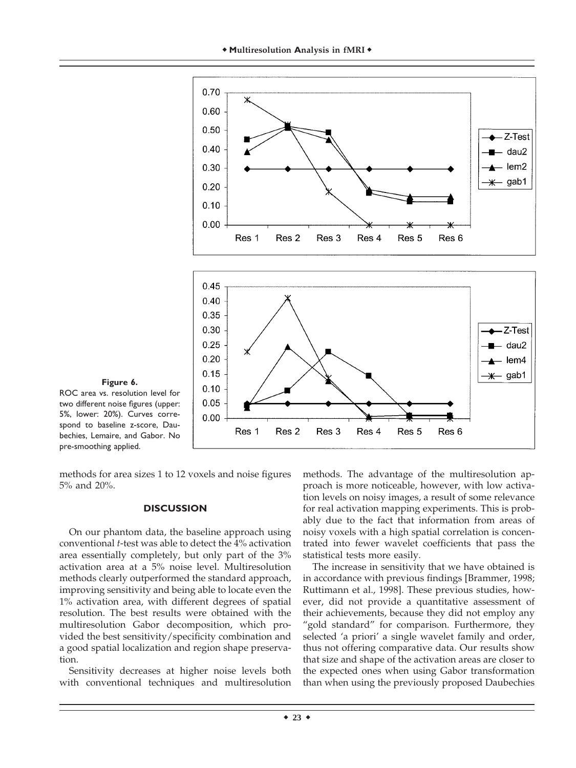**Figure 6.**
ROC area vs. resolution level for two different noise figures (upper: 5%, lower: 20%). Curves correspond to baseline z-score, Daubechies, Lemaire, and Gabor. No pre-smoothing applied.

methods for area sizes 1 to 12 voxels and noise figures 5% and 20%.

## DISCUSSION

On our phantom data, the baseline approach using conventional *t*-test was able to detect the 4% activation area essentially completely, but only part of the 3% activation area at a 5% noise level. Multiresolution methods clearly outperformed the standard approach, improving sensitivity and being able to locate even the 1% activation area, with different degrees of spatial resolution. The best results were obtained with the multiresolution Gabor decomposition, which provided the best sensitivity/specificity combination and a good spatial localization and region shape preservation.

Sensitivity decreases at higher noise levels both with conventional techniques and multiresolution methods. The advantage of the multiresolution approach is more noticeable, however, with low activation levels on noisy images, a result of some relevance for real activation mapping experiments. This is probably due to the fact that information from areas of noisy voxels with a high spatial correlation is concentrated into fewer wavelet coefficients that pass the statistical tests more easily.

The increase in sensitivity that we have obtained is in accordance with previous findings [Brammer, 1998; Ruttimann et al., 1998]. These previous studies, however, did not provide a quantitative assessment of their achievements, because they did not employ any "gold standard" for comparison. Furthermore, they selected 'a priori' a single wavelet family and order, thus not offering comparative data. Our results show that size and shape of the activation areas are closer to the expected ones when using Gabor transformation than when using the previously proposed Daubechies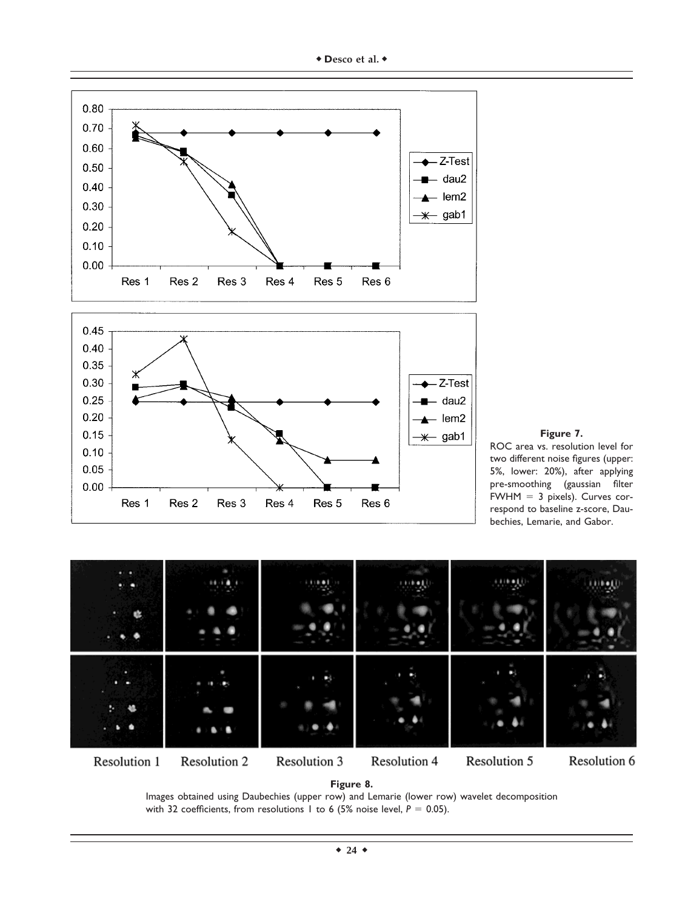**Figure 7.**

ROC area vs. resolution level for two different noise figures (upper: 5%, lower: 20%), after applying pre-smoothing (gaussian filter FWHM = 3 pixels). Curves correspond to baseline z-score, Daubechies, Lemarie, and Gabor.

**Figure 8.**

Images obtained using Daubechies (upper row) and Lemarie (lower row) wavelet decomposition with 32 coefficients, from resolutions 1 to 6 (5% noise level, $P = 0.05$).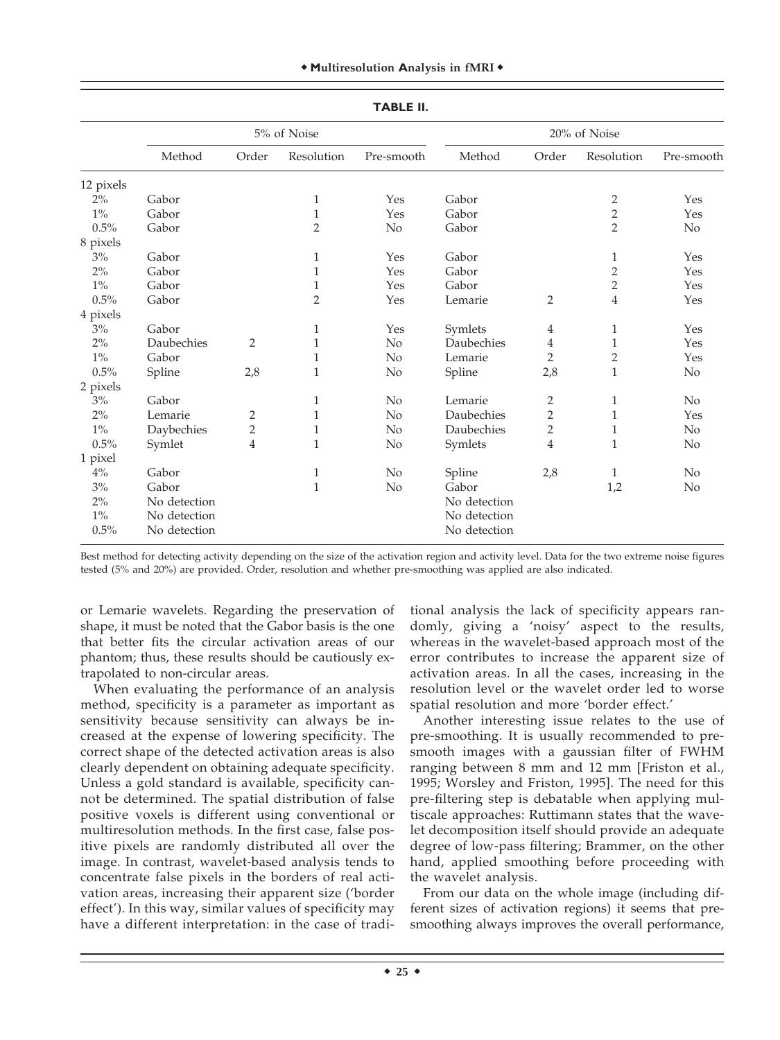**TABLE II.**

| | 5% of Noise | | | | 20% of Noise | | | |
|---|---|---|---|---|---|---|---|---|
| | Method | Order | Resolution | Pre-smooth | Method | Order | Resolution | Pre-smooth |
| 12 pixels | | | | | | | | |
| 2% | Gabor | | 1 | Yes | Gabor | | 2 | Yes |
| 1% | Gabor | | 1 | Yes | Gabor | | 2 | Yes |
| 0.5% | Gabor | | 2 | No | Gabor | | 2 | No |
| 8 pixels | | | | | | | | |
| 3% | Gabor | | 1 | Yes | Gabor | | 1 | Yes |
| 2% | Gabor | | 1 | Yes | Gabor | | 2 | Yes |
| 1% | Gabor | | 1 | Yes | Gabor | | 2 | Yes |
| 0.5% | Gabor | | 2 | Yes | Lemarie | 2 | 4 | Yes |
| 4 pixels | | | | | | | | |
| 3% | Gabor | | 1 | Yes | Symlets | 4 | 1 | Yes |
| 2% | Daubechies | 2 | 1 | No | Daubechies | 4 | 1 | Yes |
| 1% | Gabor | | 1 | No | Lemarie | 2 | 2 | Yes |
| 0.5% | Spline | 2,8 | 1 | No | Spline | 2,8 | 1 | No |
| 2 pixels | | | | | | | | |
| 3% | Gabor | | 1 | No | Lemarie | 2 | 1 | No |
| 2% | Lemarie | 2 | 1 | No | Daubechies | 2 | 1 | Yes |
| 1% | Daybechies | 2 | 1 | No | Daubechies | 2 | 1 | No |
| 0.5% | Symlet | 4 | 1 | No | Symlets | 4 | 1 | No |
| 1 pixel | | | | | | | | |
| 4% | Gabor | | 1 | No | Spline | 2,8 | 1 | No |
| 3% | Gabor | | 1 | No | Gabor | | 1,2 | No |
| 2% | No detection | | | | No detection | | | |
| 1% | No detection | | | | No detection | | | |
| 0.5% | No detection | | | | No detection | | | |

Best method for detecting activity depending on the size of the activation region and activity level. Data for the two extreme noise figures tested (5% and 20%) are provided. Order, resolution and whether pre-smoothing was applied are also indicated.

or Lemarie wavelets. Regarding the preservation of shape, it must be noted that the Gabor basis is the one that better fits the circular activation areas of our phantom; thus, these results should be cautiously extrapolated to non-circular areas.

When evaluating the performance of an analysis method, specificity is a parameter as important as sensitivity because sensitivity can always be increased at the expense of lowering specificity. The correct shape of the detected activation areas is also clearly dependent on obtaining adequate specificity. Unless a gold standard is available, specificity cannot be determined. The spatial distribution of false positive voxels is different using conventional or multiresolution methods. In the first case, false positive pixels are randomly distributed all over the image. In contrast, wavelet-based analysis tends to concentrate false pixels in the borders of real activation areas, increasing their apparent size ('border effect'). In this way, similar values of specificity may have a different interpretation: in the case of traditional analysis the lack of specificity appears randomly, giving a 'noisy' aspect to the results, whereas in the wavelet-based approach most of the error contributes to increase the apparent size of activation areas. In all the cases, increasing in the resolution level or the wavelet order led to worse spatial resolution and more 'border effect.'

Another interesting issue relates to the use of pre-smoothing. It is usually recommended to pre-smooth images with a gaussian filter of FWHM ranging between 8 mm and 12 mm [Friston et al., 1995; Worsley and Friston, 1995]. The need for this pre-filtering step is debatable when applying multiscale approaches: Ruttimann states that the wavelet decomposition itself should provide an adequate degree of low-pass filtering; Brammer, on the other hand, applied smoothing before proceeding with the wavelet analysis.

From our data on the whole image (including different sizes of activation regions) it seems that pre-smoothing always improves the overall performance,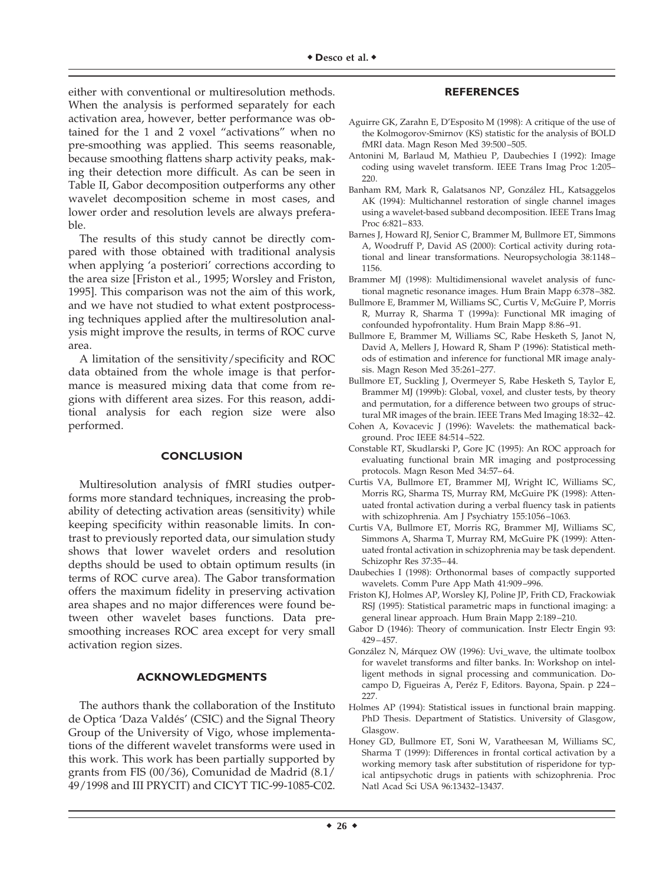either with conventional or multiresolution methods. When the analysis is performed separately for each activation area, however, better performance was obtained for the 1 and 2 voxel "activations" when no pre-smoothing was applied. This seems reasonable, because smoothing flattens sharp activity peaks, making their detection more difficult. As can be seen in Table II, Gabor decomposition outperforms any other wavelet decomposition scheme in most cases, and lower order and resolution levels are always preferable.

The results of this study cannot be directly compared with those obtained with traditional analysis when applying 'a posteriori' corrections according to the area size [Friston et al., 1995; Worsley and Friston, 1995]. This comparison was not the aim of this work, and we have not studied to what extent postprocessing techniques applied after the multiresolution analysis might improve the results, in terms of ROC curve area.

A limitation of the sensitivity/specificity and ROC data obtained from the whole image is that performance is measured mixing data that come from regions with different area sizes. For this reason, additional analysis for each region size were also performed.

## CONCLUSION

Multiresolution analysis of fMRI studies outperforms more standard techniques, increasing the probability of detecting activation areas (sensitivity) while keeping specificity within reasonable limits. In contrast to previously reported data, our simulation study shows that lower wavelet orders and resolution depths should be used to obtain optimum results (in terms of ROC curve area). The Gabor transformation offers the maximum fidelity in preserving activation area shapes and no major differences were found between other wavelet bases functions. Data presmoothing increases ROC area except for very small activation region sizes.

## ACKNOWLEDGMENTS

The authors thank the collaboration of the Instituto de Optica 'Daza Valdés' (CSIC) and the Signal Theory Group of the University of Vigo, whose implementations of the different wavelet transforms were used in this work. This work has been partially supported by grants from FIS (00/36), Comunidad de Madrid (8.1/49/1998 and III PRYCIT) and CICYT TIC-99-1085-C02.

## REFERENCES

Aguirre GK, Zarahn E, D'Esposito M (1998): A critique of the use of the Kolmogorov-Smirnov (KS) statistic for the analysis of BOLD fMRI data. Magn Reson Med 39:500–505.

Antonini M, Barlaud M, Mathieu P, Daubechies I (1992): Image coding using wavelet transform. IEEE Trans Imag Proc 1:205–220.

Banham RM, Mark R, Galatsanos NP, González HL, Katsaggelos AK (1994): Multichannel restoration of single channel images using a wavelet-based subband decomposition. IEEE Trans Imag Proc 6:821–833.

Barnes J, Howard RJ, Senior C, Brammer M, Bullmore ET, Simmons A, Woodruff P, David AS (2000): Cortical activity during rotational and linear transformations. Neuropsychologia 38:1148–1156.

Brammer MJ (1998): Multidimensional wavelet analysis of functional magnetic resonance images. Hum Brain Mapp 6:378–382.

Bullmore E, Brammer M, Williams SC, Curtis V, McGuire P, Morris R, Murray R, Sharma T (1999a): Functional MR imaging of confounded hypofrontality. Hum Brain Mapp 8:86–91.

Bullmore E, Brammer M, Williams SC, Rabe Hesketh S, Janot N, David A, Mellers J, Howard R, Sham P (1996): Statistical methods of estimation and inference for functional MR image analysis. Magn Reson Med 35:261–277.

Bullmore ET, Suckling J, Overmeyer S, Rabe Hesketh S, Taylor E, Brammer MJ (1999b): Global, voxel, and cluster tests, by theory and permutation, for a difference between two groups of structural MR images of the brain. IEEE Trans Med Imaging 18:32–42.

Cohen A, Kovacevic J (1996): Wavelets: the mathematical background. Proc IEEE 84:514–522.

Constable RT, Skudlarski P, Gore JC (1995): An ROC approach for evaluating functional brain MR imaging and postprocessing protocols. Magn Reson Med 34:57–64.

Curtis VA, Bullmore ET, Brammer MJ, Wright IC, Williams SC, Morris RG, Sharma TS, Murray RM, McGuire PK (1998): Attenuated frontal activation during a verbal fluency task in patients with schizophrenia. Am J Psychiatry 155:1056–1063.

Curtis VA, Bullmore ET, Morris RG, Brammer MJ, Williams SC, Simmons A, Sharma T, Murray RM, McGuire PK (1999): Attenuated frontal activation in schizophrenia may be task dependent. Schizophr Res 37:35–44.

Daubechies I (1998): Orthonormal bases of compactly supported wavelets. Comm Pure App Math 41:909–996.

Friston KJ, Holmes AP, Worsley KJ, Poline JP, Frith CD, Frackowiak RSJ (1995): Statistical parametric maps in functional imaging: a general linear approach. Hum Brain Mapp 2:189–210.

Gabor D (1946): Theory of communication. Instr Electr Engin 93: 429–457.

González N, Márquez OW (1996): Uvi_wave, the ultimate toolbox for wavelet transforms and filter banks. In: Workshop on intelligent methods in signal processing and communication. Docampo D, Figueiras A, Peréz F, Editors. Bayona, Spain. p 224–227.

Holmes AP (1994): Statistical issues in functional brain mapping. PhD Thesis. Department of Statistics. University of Glasgow, Glasgow.

Honey GD, Bullmore ET, Soni W, Varatheesan M, Williams SC, Sharma T (1999): Differences in frontal cortical activation by a working memory task after substitution of risperidone for typical antipsychotic drugs in patients with schizophrenia. Proc Natl Acad Sci USA 96:13432–13437.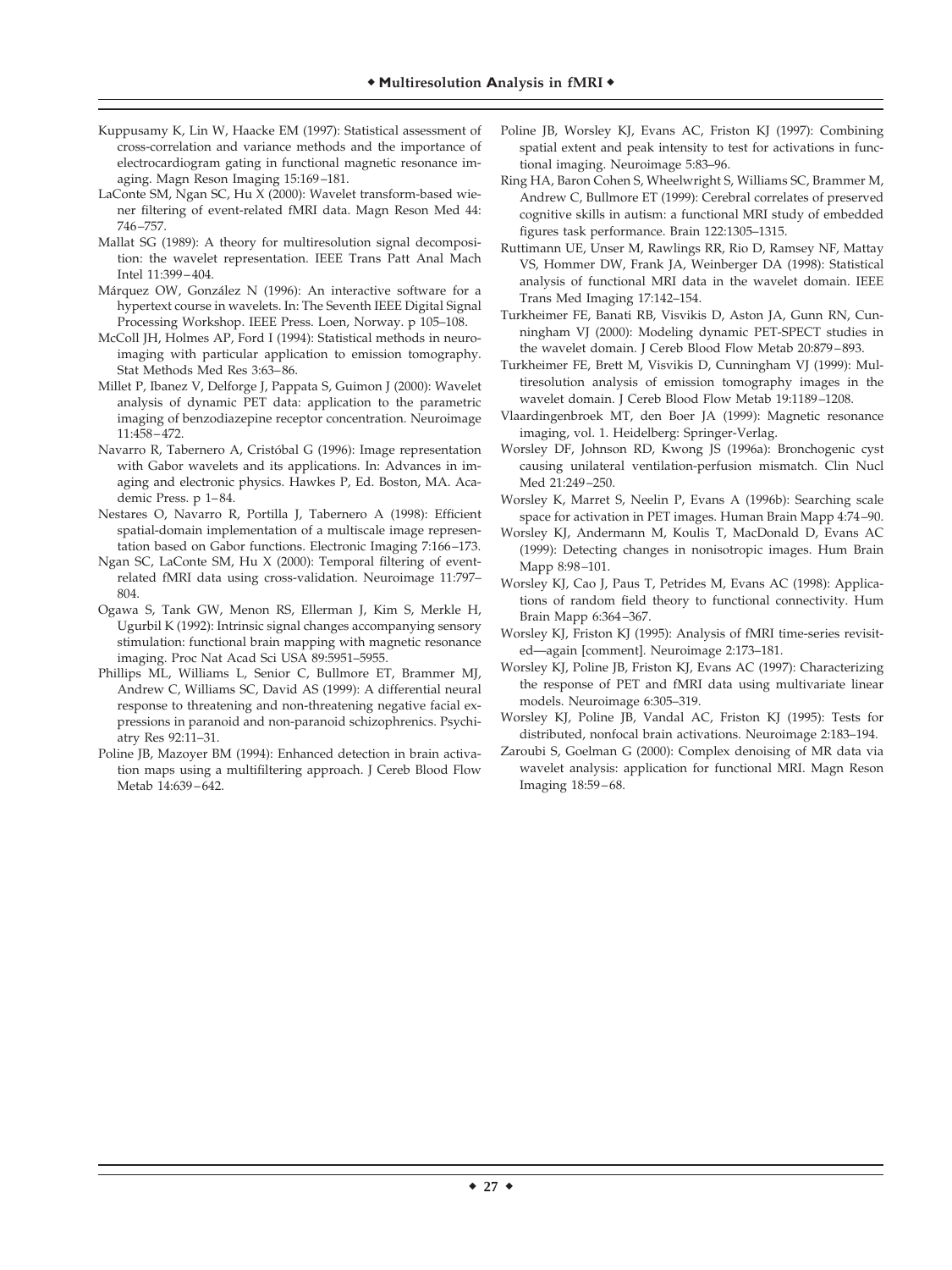Kuppusamy K, Lin W, Haacke EM (1997): Statistical assessment of cross-correlation and variance methods and the importance of electrocardiogram gating in functional magnetic resonance imaging. Magn Reson Imaging 15:169–181.

LaConte SM, Ngan SC, Hu X (2000): Wavelet transform-based wiener filtering of event-related fMRI data. Magn Reson Med 44: 746–757.

Mallat SG (1989): A theory for multiresolution signal decomposition: the wavelet representation. IEEE Trans Patt Anal Mach Intel 11:399–404.

Márquez OW, González N (1996): An interactive software for a hypertext course in wavelets. In: The Seventh IEEE Digital Signal Processing Workshop. IEEE Press. Loen, Norway. p 105–108.

McColl JH, Holmes AP, Ford I (1994): Statistical methods in neuroimaging with particular application to emission tomography. Stat Methods Med Res 3:63–86.

Millet P, Ibanez V, Delforge J, Pappata S, Guimon J (2000): Wavelet analysis of dynamic PET data: application to the parametric imaging of benzodiazepine receptor concentration. Neuroimage 11:458–472.

Navarro R, Tabernero A, Cristóbal G (1996): Image representation with Gabor wavelets and its applications. In: Advances in imaging and electronic physics. Hawkes P, Ed. Boston, MA. Academic Press. p 1–84.

Nestares O, Navarro R, Portilla J, Tabernero A (1998): Efficient spatial-domain implementation of a multiscale image representation based on Gabor functions. Electronic Imaging 7:166–173.

Ngan SC, LaConte SM, Hu X (2000): Temporal filtering of event-related fMRI data using cross-validation. Neuroimage 11:797–804.

Ogawa S, Tank GW, Menon RS, Ellerman J, Kim S, Merkle H, Ugurbil K (1992): Intrinsic signal changes accompanying sensory stimulation: functional brain mapping with magnetic resonance imaging. Proc Nat Acad Sci USA 89:5951–5955.

Phillips ML, Williams L, Senior C, Bullmore ET, Brammer MJ, Andrew C, Williams SC, David AS (1999): A differential neural response to threatening and non-threatening negative facial expressions in paranoid and non-paranoid schizophrenics. Psychiatry Res 92:11–31.

Poline JB, Mazoyer BM (1994): Enhanced detection in brain activation maps using a multifiltering approach. J Cereb Blood Flow Metab 14:639–642.

Poline JB, Worsley KJ, Evans AC, Friston KJ (1997): Combining spatial extent and peak intensity to test for activations in functional imaging. Neuroimage 5:83–96.

Ring HA, Baron Cohen S, Wheelwright S, Williams SC, Brammer M, Andrew C, Bullmore ET (1999): Cerebral correlates of preserved cognitive skills in autism: a functional MRI study of embedded figures task performance. Brain 122:1305–1315.

Ruttimann UE, Unser M, Rawlings RR, Rio D, Ramsey NF, Mattay VS, Hommer DW, Frank JA, Weinberger DA (1998): Statistical analysis of functional MRI data in the wavelet domain. IEEE Trans Med Imaging 17:142–154.

Turkheimer FE, Banati RB, Visvikis D, Aston JA, Gunn RN, Cunningham VJ (2000): Modeling dynamic PET-SPECT studies in the wavelet domain. J Cereb Blood Flow Metab 20:879–893.

Turkheimer FE, Brett M, Visvikis D, Cunningham VJ (1999): Multiresolution analysis of emission tomography images in the wavelet domain. J Cereb Blood Flow Metab 19:1189–1208.

Vlaardingenbroek MT, den Boer JA (1999): Magnetic resonance imaging, vol. 1. Heidelberg: Springer-Verlag.

Worsley DF, Johnson RD, Kwong JS (1996a): Bronchogenic cyst causing unilateral ventilation-perfusion mismatch. Clin Nucl Med 21:249–250.

Worsley K, Marret S, Neelin P, Evans A (1996b): Searching scale space for activation in PET images. Human Brain Mapp 4:74–90.

Worsley KJ, Andermann M, Koulis T, MacDonald D, Evans AC (1999): Detecting changes in nonisotropic images. Hum Brain Mapp 8:98–101.

Worsley KJ, Cao J, Paus T, Petrides M, Evans AC (1998): Applications of random field theory to functional connectivity. Hum Brain Mapp 6:364–367.

Worsley KJ, Friston KJ (1995): Analysis of fMRI time-series revisited—again [comment]. Neuroimage 2:173–181.

Worsley KJ, Poline JB, Friston KJ, Evans AC (1997): Characterizing the response of PET and fMRI data using multivariate linear models. Neuroimage 6:305–319.

Worsley KJ, Poline JB, Vandal AC, Friston KJ (1995): Tests for distributed, nonfocal brain activations. Neuroimage 2:183–194.

Zaroubi S, Goelman G (2000): Complex denoising of MR data via wavelet analysis: application for functional MRI. Magn Reson Imaging 18:59–68.